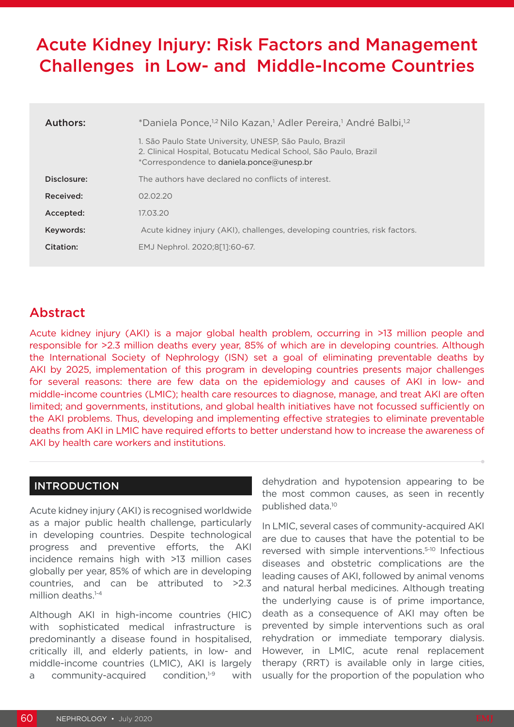# Acute Kidney Injury: Risk Factors and Management Challenges in Low- and Middle-Income Countries

| | |
|---|---|
| **Authors:** | *Daniela Ponce,[1,2] Nilo Kazan,[1] Adler Pereira,[1] André Balbi,[1,2]<br>1. São Paulo State University, UNESP, São Paulo, Brazil<br>2. Clinical Hospital, Botucatu Medical School, São Paulo, Brazil<br>*Correspondence to daniela.ponce@unesp.br |
| **Disclosure:** | The authors have declared no conflicts of interest. |
| **Received:** | 02.02.20 |
| **Accepted:** | 17.03.20 |
| **Keywords:** | Acute kidney injury (AKI), challenges, developing countries, risk factors. |
| **Citation:** | EMJ Nephrol. 2020;8[1]:60-67. |

## Abstract

Acute kidney injury (AKI) is a major global health problem, occurring in >13 million people and responsible for >2.3 million deaths every year, 85% of which are in developing countries. Although the International Society of Nephrology (ISN) set a goal of eliminating preventable deaths by AKI by 2025, implementation of this program in developing countries presents major challenges for several reasons: there are few data on the epidemiology and causes of AKI in low- and middle-income countries (LMIC); health care resources to diagnose, manage, and treat AKI are often limited; and governments, institutions, and global health initiatives have not focussed sufficiently on the AKI problems. Thus, developing and implementing effective strategies to eliminate preventable deaths from AKI in LMIC have required efforts to better understand how to increase the awareness of AKI by health care workers and institutions.

## INTRODUCTION

Acute kidney injury (AKI) is recognised worldwide as a major public health challenge, particularly in developing countries. Despite technological progress and preventive efforts, the AKI incidence remains high with >13 million cases globally per year, 85% of which are in developing countries, and can be attributed to >2.3 million deaths.[1-4]

Although AKI in high-income countries (HIC) with sophisticated medical infrastructure is predominantly a disease found in hospitalised, critically ill, and elderly patients, in low- and middle-income countries (LMIC), AKI is largely a community-acquired condition,[1-9] with dehydration and hypotension appearing to be the most common causes, as seen in recently published data.[10]

In LMIC, several cases of community-acquired AKI are due to causes that have the potential to be reversed with simple interventions.[5-10] Infectious diseases and obstetric complications are the leading causes of AKI, followed by animal venoms and natural herbal medicines. Although treating the underlying cause is of prime importance, death as a consequence of AKI may often be prevented by simple interventions such as oral rehydration or immediate temporary dialysis. However, in LMIC, acute renal replacement therapy (RRT) is available only in large cities, usually for the proportion of the population who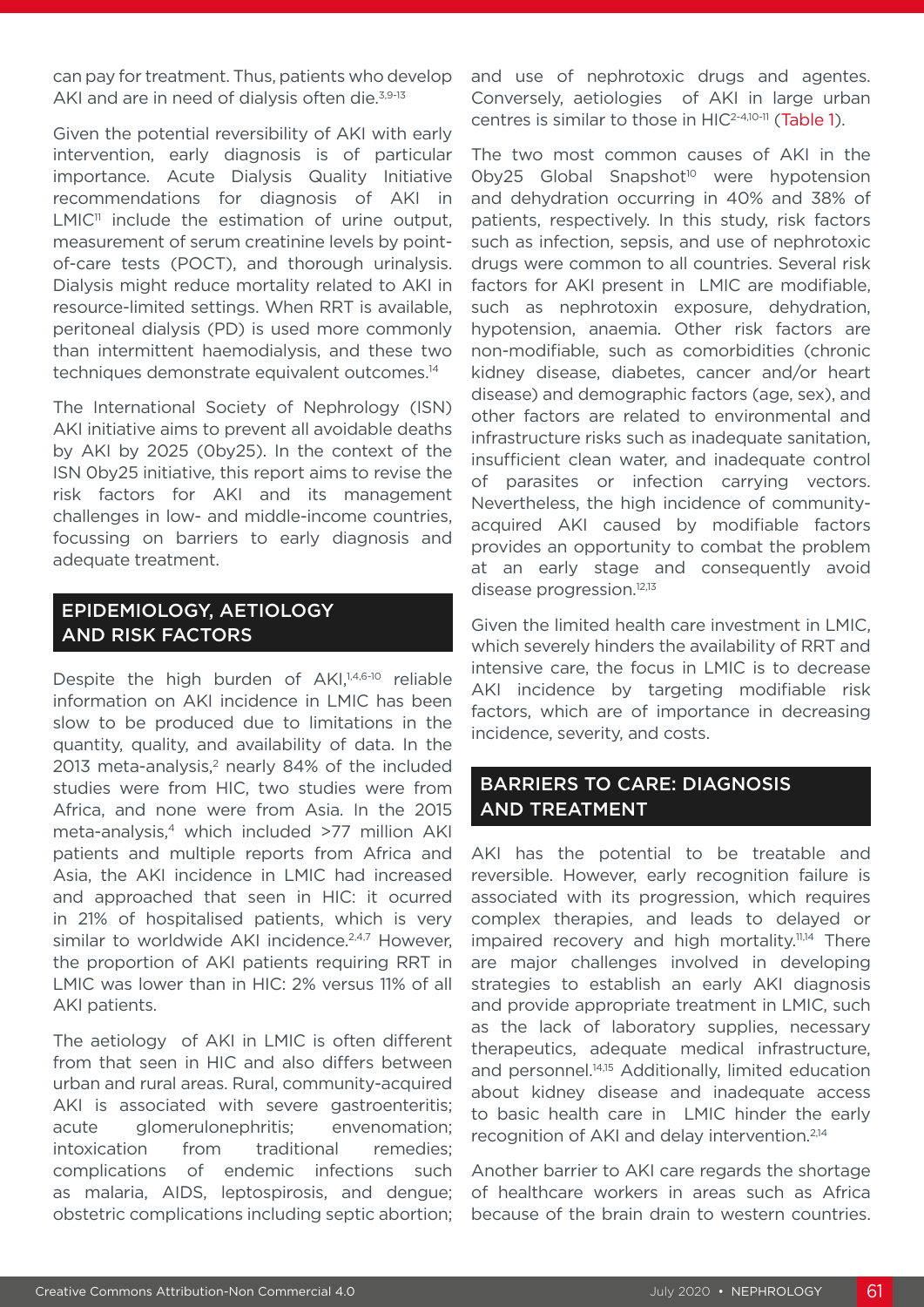can pay for treatment. Thus, patients who develop AKI and are in need of dialysis often die.[3,9-13]

Given the potential reversibility of AKI with early intervention, early diagnosis is of particular importance. Acute Dialysis Quality Initiative recommendations for diagnosis of AKI in LMIC[11] include the estimation of urine output, measurement of serum creatinine levels by point-of-care tests (POCT), and thorough urinalysis. Dialysis might reduce mortality related to AKI in resource-limited settings. When RRT is available, peritoneal dialysis (PD) is used more commonly than intermittent haemodialysis, and these two techniques demonstrate equivalent outcomes.[14]

The International Society of Nephrology (ISN) AKI initiative aims to prevent all avoidable deaths by AKI by 2025 (0by25). In the context of the ISN 0by25 initiative, this report aims to revise the risk factors for AKI and its management challenges in low- and middle-income countries, focussing on barriers to early diagnosis and adequate treatment.

## EPIDEMIOLOGY, AETIOLOGY AND RISK FACTORS

Despite the high burden of AKI,[1,4,6-10] reliable information on AKI incidence in LMIC has been slow to be produced due to limitations in the quantity, quality, and availability of data. In the 2013 meta-analysis,[2] nearly 84% of the included studies were from HIC, two studies were from Africa, and none were from Asia. In the 2015 meta-analysis,[4] which included >77 million AKI patients and multiple reports from Africa and Asia, the AKI incidence in LMIC had increased and approached that seen in HIC: it ocurred in 21% of hospitalised patients, which is very similar to worldwide AKI incidence.[2,4,7] However, the proportion of AKI patients requiring RRT in LMIC was lower than in HIC: 2% versus 11% of all AKI patients.

The aetiology of AKI in LMIC is often different from that seen in HIC and also differs between urban and rural areas. Rural, community-acquired AKI is associated with severe gastroenteritis; acute glomerulonephritis; envenomation; intoxication from traditional remedies; complications of endemic infections such as malaria, AIDS, leptospirosis, and dengue; obstetric complications including septic abortion; and use of nephrotoxic drugs and agentes. Conversely, aetiologies of AKI in large urban centres is similar to those in HIC[2-4,10-11] (Table 1).

The two most common causes of AKI in the 0by25 Global Snapshot[10] were hypotension and dehydration occurring in 40% and 38% of patients, respectively. In this study, risk factors such as infection, sepsis, and use of nephrotoxic drugs were common to all countries. Several risk factors for AKI present in LMIC are modifiable, such as nephrotoxin exposure, dehydration, hypotension, anaemia. Other risk factors are non-modifiable, such as comorbidities (chronic kidney disease, diabetes, cancer and/or heart disease) and demographic factors (age, sex), and other factors are related to environmental and infrastructure risks such as inadequate sanitation, insufficient clean water, and inadequate control of parasites or infection carrying vectors. Nevertheless, the high incidence of community-acquired AKI caused by modifiable factors provides an opportunity to combat the problem at an early stage and consequently avoid disease progression.[12,13]

Given the limited health care investment in LMIC, which severely hinders the availability of RRT and intensive care, the focus in LMIC is to decrease AKI incidence by targeting modifiable risk factors, which are of importance in decreasing incidence, severity, and costs.

## BARRIERS TO CARE: DIAGNOSIS AND TREATMENT

AKI has the potential to be treatable and reversible. However, early recognition failure is associated with its progression, which requires complex therapies, and leads to delayed or impaired recovery and high mortality.[11,14] There are major challenges involved in developing strategies to establish an early AKI diagnosis and provide appropriate treatment in LMIC, such as the lack of laboratory supplies, necessary therapeutics, adequate medical infrastructure, and personnel.[14,15] Additionally, limited education about kidney disease and inadequate access to basic health care in LMIC hinder the early recognition of AKI and delay intervention.[2,14]

Another barrier to AKI care regards the shortage of healthcare workers in areas such as Africa because of the brain drain to western countries.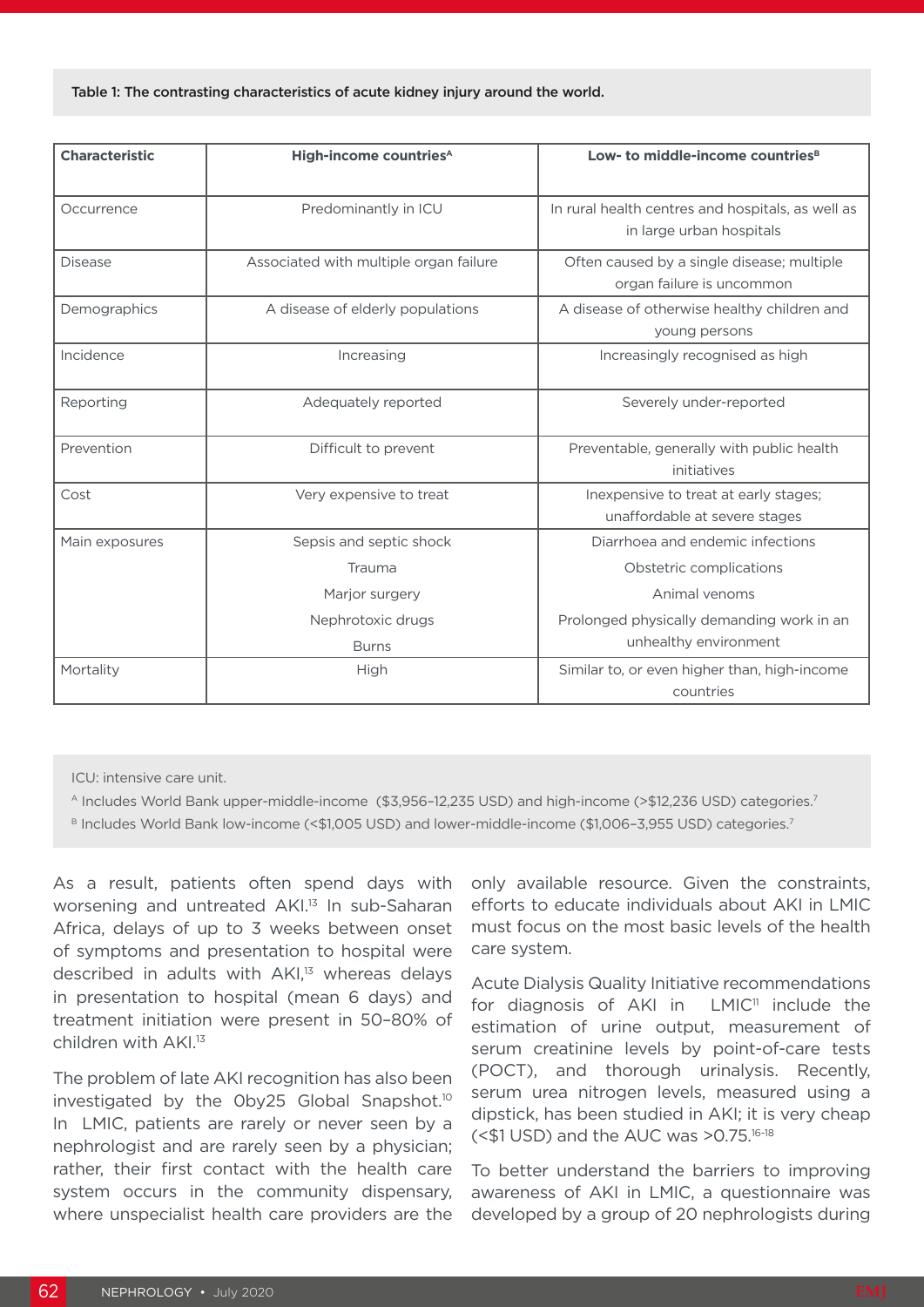Table 1: The contrasting characteristics of acute kidney injury around the world.

| Characteristic | High-income countries[A] | Low- to middle-income countries[B] |
|---|---|---|
| Occurrence | Predominantly in ICU | In rural health centres and hospitals, as well as in large urban hospitals |
| Disease | Associated with multiple organ failure | Often caused by a single disease; multiple organ failure is uncommon |
| Demographics | A disease of elderly populations | A disease of otherwise healthy children and young persons |
| Incidence | Increasing | Increasingly recognised as high |
| Reporting | Adequately reported | Severely under-reported |
| Prevention | Difficult to prevent | Preventable, generally with public health initiatives |
| Cost | Very expensive to treat | Inexpensive to treat at early stages; unaffordable at severe stages |
| Main exposures | Sepsis and septic shock<br>Trauma<br>Marjor surgery<br>Nephrotoxic drugs<br>Burns | Diarrhoea and endemic infections<br>Obstetric complications<br>Animal venoms<br>Prolonged physically demanding work in an unhealthy environment |
| Mortality | High | Similar to, or even higher than, high-income countries |

ICU: intensive care unit.

[A] Includes World Bank upper-middle-income ($3,956–12,235 USD) and high-income (>$12,236 USD) categories.[7]

[B] Includes World Bank low-income (<$1,005 USD) and lower-middle-income ($1,006–3,955 USD) categories.[7]

As a result, patients often spend days with worsening and untreated AKI.[13] In sub-Saharan Africa, delays of up to 3 weeks between onset of symptoms and presentation to hospital were described in adults with AKI,[13] whereas delays in presentation to hospital (mean 6 days) and treatment initiation were present in 50–80% of children with AKI.[13]

The problem of late AKI recognition has also been investigated by the 0by25 Global Snapshot.[10] In LMIC, patients are rarely or never seen by a nephrologist and are rarely seen by a physician; rather, their first contact with the health care system occurs in the community dispensary, where unspecialist health care providers are the only available resource. Given the constraints, efforts to educate individuals about AKI in LMIC must focus on the most basic levels of the health care system.

Acute Dialysis Quality Initiative recommendations for diagnosis of AKI in LMIC[11] include the estimation of urine output, measurement of serum creatinine levels by point-of-care tests (POCT), and thorough urinalysis. Recently, serum urea nitrogen levels, measured using a dipstick, has been studied in AKI; it is very cheap (<$1 USD) and the AUC was >0.75.[16-18]

To better understand the barriers to improving awareness of AKI in LMIC, a questionnaire was developed by a group of 20 nephrologists during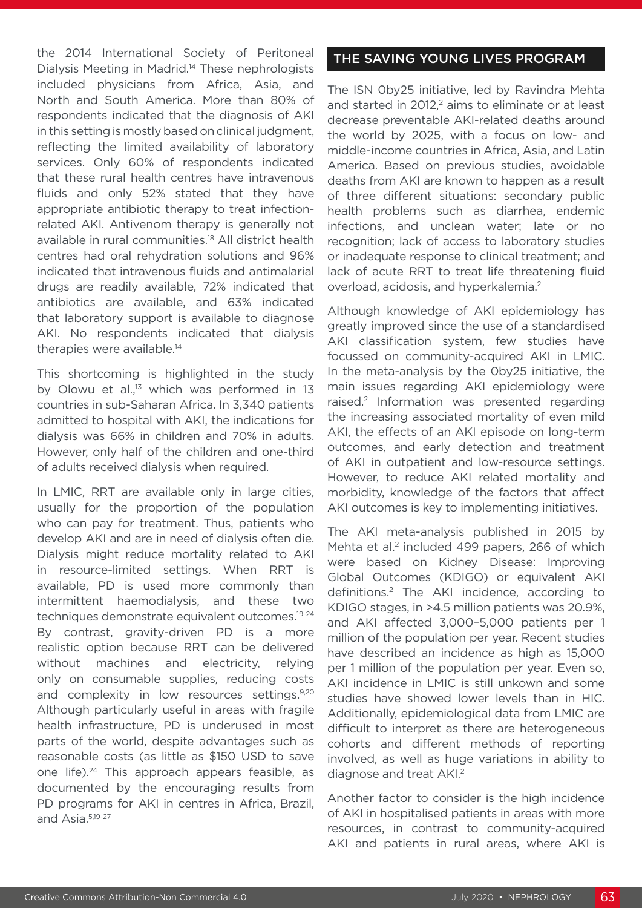the 2014 International Society of Peritoneal Dialysis Meeting in Madrid.[14] These nephrologists included physicians from Africa, Asia, and North and South America. More than 80% of respondents indicated that the diagnosis of AKI in this setting is mostly based on clinical judgment, reflecting the limited availability of laboratory services. Only 60% of respondents indicated that these rural health centres have intravenous fluids and only 52% stated that they have appropriate antibiotic therapy to treat infection-related AKI. Antivenom therapy is generally not available in rural communities.[18] All district health centres had oral rehydration solutions and 96% indicated that intravenous fluids and antimalarial drugs are readily available, 72% indicated that antibiotics are available, and 63% indicated that laboratory support is available to diagnose AKI. No respondents indicated that dialysis therapies were available.[14]

This shortcoming is highlighted in the study by Olowu et al.,[13] which was performed in 13 countries in sub-Saharan Africa. In 3,340 patients admitted to hospital with AKI, the indications for dialysis was 66% in children and 70% in adults. However, only half of the children and one-third of adults received dialysis when required.

In LMIC, RRT are available only in large cities, usually for the proportion of the population who can pay for treatment. Thus, patients who develop AKI and are in need of dialysis often die. Dialysis might reduce mortality related to AKI in resource-limited settings. When RRT is available, PD is used more commonly than intermittent haemodialysis, and these two techniques demonstrate equivalent outcomes.[19-24] By contrast, gravity-driven PD is a more realistic option because RRT can be delivered without machines and electricity, relying only on consumable supplies, reducing costs and complexity in low resources settings.[9,20] Although particularly useful in areas with fragile health infrastructure, PD is underused in most parts of the world, despite advantages such as reasonable costs (as little as $150 USD to save one life).[24] This approach appears feasible, as documented by the encouraging results from PD programs for AKI in centres in Africa, Brazil, and Asia.[5,19-27]

## THE SAVING YOUNG LIVES PROGRAM

The ISN 0by25 initiative, led by Ravindra Mehta and started in 2012,[2] aims to eliminate or at least decrease preventable AKI-related deaths around the world by 2025, with a focus on low- and middle-income countries in Africa, Asia, and Latin America. Based on previous studies, avoidable deaths from AKI are known to happen as a result of three different situations: secondary public health problems such as diarrhea, endemic infections, and unclean water; late or no recognition; lack of access to laboratory studies or inadequate response to clinical treatment; and lack of acute RRT to treat life threatening fluid overload, acidosis, and hyperkalemia.[2]

Although knowledge of AKI epidemiology has greatly improved since the use of a standardised AKI classification system, few studies have focussed on community-acquired AKI in LMIC. In the meta-analysis by the 0by25 initiative, the main issues regarding AKI epidemiology were raised.[2] Information was presented regarding the increasing associated mortality of even mild AKI, the effects of an AKI episode on long-term outcomes, and early detection and treatment of AKI in outpatient and low-resource settings. However, to reduce AKI related mortality and morbidity, knowledge of the factors that affect AKI outcomes is key to implementing initiatives.

The AKI meta-analysis published in 2015 by Mehta et al.[2] included 499 papers, 266 of which were based on Kidney Disease: Improving Global Outcomes (KDIGO) or equivalent AKI definitions.[2] The AKI incidence, according to KDIGO stages, in >4.5 million patients was 20.9%, and AKI affected 3,000–5,000 patients per 1 million of the population per year. Recent studies have described an incidence as high as 15,000 per 1 million of the population per year. Even so, AKI incidence in LMIC is still unkown and some studies have showed lower levels than in HIC. Additionally, epidemiological data from LMIC are difficult to interpret as there are heterogeneous cohorts and different methods of reporting involved, as well as huge variations in ability to diagnose and treat AKI.[2]

Another factor to consider is the high incidence of AKI in hospitalised patients in areas with more resources, in contrast to community-acquired AKI and patients in rural areas, where AKI is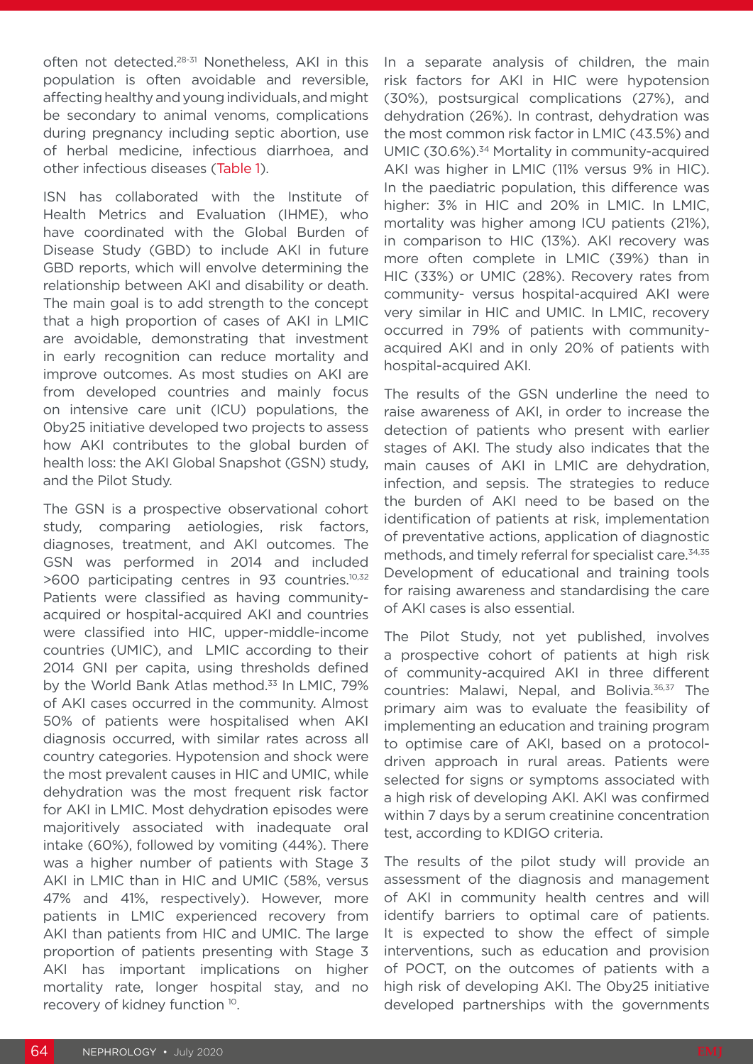often not detected.[28-31] Nonetheless, AKI in this population is often avoidable and reversible, affecting healthy and young individuals, and might be secondary to animal venoms, complications during pregnancy including septic abortion, use of herbal medicine, infectious diarrhoea, and other infectious diseases (Table 1).

ISN has collaborated with the Institute of Health Metrics and Evaluation (IHME), who have coordinated with the Global Burden of Disease Study (GBD) to include AKI in future GBD reports, which will envolve determining the relationship between AKI and disability or death. The main goal is to add strength to the concept that a high proportion of cases of AKI in LMIC are avoidable, demonstrating that investment in early recognition can reduce mortality and improve outcomes. As most studies on AKI are from developed countries and mainly focus on intensive care unit (ICU) populations, the 0by25 initiative developed two projects to assess how AKI contributes to the global burden of health loss: the AKI Global Snapshot (GSN) study, and the Pilot Study.

The GSN is a prospective observational cohort study, comparing aetiologies, risk factors, diagnoses, treatment, and AKI outcomes. The GSN was performed in 2014 and included >600 participating centres in 93 countries.[10,32] Patients were classified as having community-acquired or hospital-acquired AKI and countries were classified into HIC, upper-middle-income countries (UMIC), and LMIC according to their 2014 GNI per capita, using thresholds defined by the World Bank Atlas method.[33] In LMIC, 79% of AKI cases occurred in the community. Almost 50% of patients were hospitalised when AKI diagnosis occurred, with similar rates across all country categories. Hypotension and shock were the most prevalent causes in HIC and UMIC, while dehydration was the most frequent risk factor for AKI in LMIC. Most dehydration episodes were majoritively associated with inadequate oral intake (60%), followed by vomiting (44%). There was a higher number of patients with Stage 3 AKI in LMIC than in HIC and UMIC (58%, versus 47% and 41%, respectively). However, more patients in LMIC experienced recovery from AKI than patients from HIC and UMIC. The large proportion of patients presenting with Stage 3 AKI has important implications on higher mortality rate, longer hospital stay, and no recovery of kidney function [10].

In a separate analysis of children, the main risk factors for AKI in HIC were hypotension (30%), postsurgical complications (27%), and dehydration (26%). In contrast, dehydration was the most common risk factor in LMIC (43.5%) and UMIC (30.6%).[34] Mortality in community-acquired AKI was higher in LMIC (11% versus 9% in HIC). In the paediatric population, this difference was higher: 3% in HIC and 20% in LMIC. In LMIC, mortality was higher among ICU patients (21%), in comparison to HIC (13%). AKI recovery was more often complete in LMIC (39%) than in HIC (33%) or UMIC (28%). Recovery rates from community- versus hospital-acquired AKI were very similar in HIC and UMIC. In LMIC, recovery occurred in 79% of patients with community-acquired AKI and in only 20% of patients with hospital-acquired AKI.

The results of the GSN underline the need to raise awareness of AKI, in order to increase the detection of patients who present with earlier stages of AKI. The study also indicates that the main causes of AKI in LMIC are dehydration, infection, and sepsis. The strategies to reduce the burden of AKI need to be based on the identification of patients at risk, implementation of preventative actions, application of diagnostic methods, and timely referral for specialist care.[34,35] Development of educational and training tools for raising awareness and standardising the care of AKI cases is also essential.

The Pilot Study, not yet published, involves a prospective cohort of patients at high risk of community-acquired AKI in three different countries: Malawi, Nepal, and Bolivia.[36,37] The primary aim was to evaluate the feasibility of implementing an education and training program to optimise care of AKI, based on a protocol-driven approach in rural areas. Patients were selected for signs or symptoms associated with a high risk of developing AKI. AKI was confirmed within 7 days by a serum creatinine concentration test, according to KDIGO criteria.

The results of the pilot study will provide an assessment of the diagnosis and management of AKI in community health centres and will identify barriers to optimal care of patients. It is expected to show the effect of simple interventions, such as education and provision of POCT, on the outcomes of patients with a high risk of developing AKI. The 0by25 initiative developed partnerships with the governments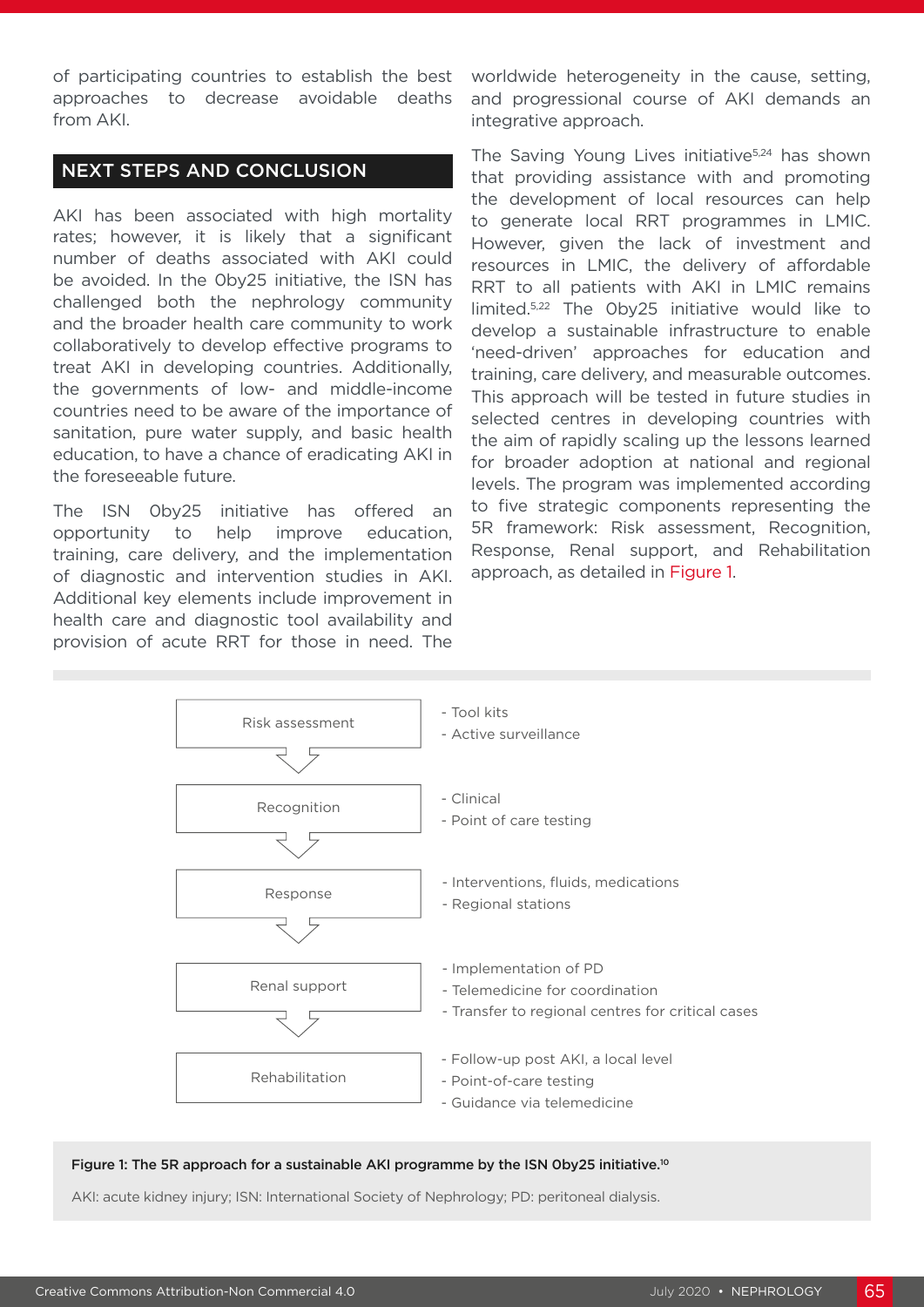of participating countries to establish the best approaches to decrease avoidable deaths from AKI.

## NEXT STEPS AND CONCLUSION

AKI has been associated with high mortality rates; however, it is likely that a significant number of deaths associated with AKI could be avoided. In the 0by25 initiative, the ISN has challenged both the nephrology community and the broader health care community to work collaboratively to develop effective programs to treat AKI in developing countries. Additionally, the governments of low- and middle-income countries need to be aware of the importance of sanitation, pure water supply, and basic health education, to have a chance of eradicating AKI in the foreseeable future.

The ISN 0by25 initiative has offered an opportunity to help improve education, training, care delivery, and the implementation of diagnostic and intervention studies in AKI. Additional key elements include improvement in health care and diagnostic tool availability and provision of acute RRT for those in need. The worldwide heterogeneity in the cause, setting, and progressional course of AKI demands an integrative approach.

The Saving Young Lives initiative[5,24] has shown that providing assistance with and promoting the development of local resources can help to generate local RRT programmes in LMIC. However, given the lack of investment and resources in LMIC, the delivery of affordable RRT to all patients with AKI in LMIC remains limited.[5,22] The 0by25 initiative would like to develop a sustainable infrastructure to enable 'need-driven' approaches for education and training, care delivery, and measurable outcomes. This approach will be tested in future studies in selected centres in developing countries with the aim of rapidly scaling up the lessons learned for broader adoption at national and regional levels. The program was implemented according to five strategic components representing the 5R framework: Risk assessment, Recognition, Response, Renal support, and Rehabilitation approach, as detailed in Figure 1.

| Step | Components |
|---|---|
| Risk assessment | - Tool kits<br>- Active surveillance |
| Recognition | - Clinical<br>- Point of care testing |
| Response | - Interventions, fluids, medications<br>- Regional stations |
| Renal support | - Implementation of PD<br>- Telemedicine for coordination<br>- Transfer to regional centres for critical cases |
| Rehabilitation | - Follow-up post AKI, a local level<br>- Point-of-care testing<br>- Guidance via telemedicine |

**Figure 1: The 5R approach for a sustainable AKI programme by the ISN 0by25 initiative.[10]**

AKI: acute kidney injury; ISN: International Society of Nephrology; PD: peritoneal dialysis.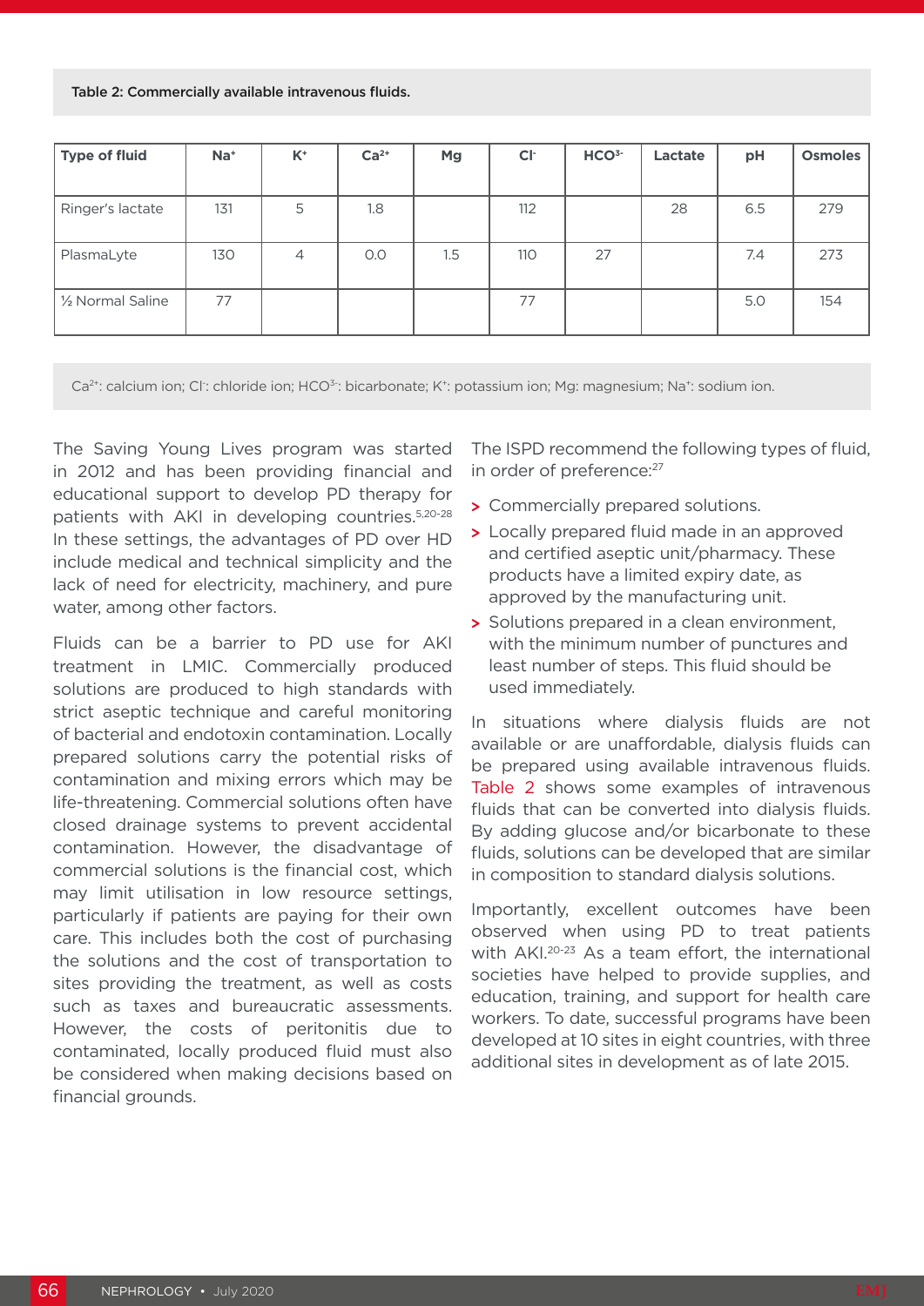Table 2: Commercially available intravenous fluids.

| Type of fluid | $Na^+$ | $K^+$ | $Ca^{2+}$ | Mg | $Cl^-$ | $HCO^{3-}$ | Lactate | pH | Osmoles |
|---|---|---|---|---|---|---|---|---|---|
| Ringer's lactate | 131 | 5 | 1.8 | | 112 | | 28 | 6.5 | 279 |
| PlasmaLyte | 130 | 4 | 0.0 | 1.5 | 110 | 27 | | 7.4 | 273 |
| ½ Normal Saline | 77 | | | | 77 | | | 5.0 | 154 |

$Ca^{2+}$: calcium ion; $Cl^-$: chloride ion; $HCO^{3-}$: bicarbonate; $K^+$: potassium ion; Mg: magnesium; $Na^+$: sodium ion.

The Saving Young Lives program was started in 2012 and has been providing financial and educational support to develop PD therapy for patients with AKI in developing countries.[5,20-28] In these settings, the advantages of PD over HD include medical and technical simplicity and the lack of need for electricity, machinery, and pure water, among other factors.

Fluids can be a barrier to PD use for AKI treatment in LMIC. Commercially produced solutions are produced to high standards with strict aseptic technique and careful monitoring of bacterial and endotoxin contamination. Locally prepared solutions carry the potential risks of contamination and mixing errors which may be life-threatening. Commercial solutions often have closed drainage systems to prevent accidental contamination. However, the disadvantage of commercial solutions is the financial cost, which may limit utilisation in low resource settings, particularly if patients are paying for their own care. This includes both the cost of purchasing the solutions and the cost of transportation to sites providing the treatment, as well as costs such as taxes and bureaucratic assessments. However, the costs of peritonitis due to contaminated, locally produced fluid must also be considered when making decisions based on financial grounds.

The ISPD recommend the following types of fluid, in order of preference:[27]

- Commercially prepared solutions.
- Locally prepared fluid made in an approved and certified aseptic unit/pharmacy. These products have a limited expiry date, as approved by the manufacturing unit.
- Solutions prepared in a clean environment, with the minimum number of punctures and least number of steps. This fluid should be used immediately.

In situations where dialysis fluids are not available or are unaffordable, dialysis fluids can be prepared using available intravenous fluids. Table 2 shows some examples of intravenous fluids that can be converted into dialysis fluids. By adding glucose and/or bicarbonate to these fluids, solutions can be developed that are similar in composition to standard dialysis solutions.

Importantly, excellent outcomes have been observed when using PD to treat patients with AKI.[20-23] As a team effort, the international societies have helped to provide supplies, and education, training, and support for health care workers. To date, successful programs have been developed at 10 sites in eight countries, with three additional sites in development as of late 2015.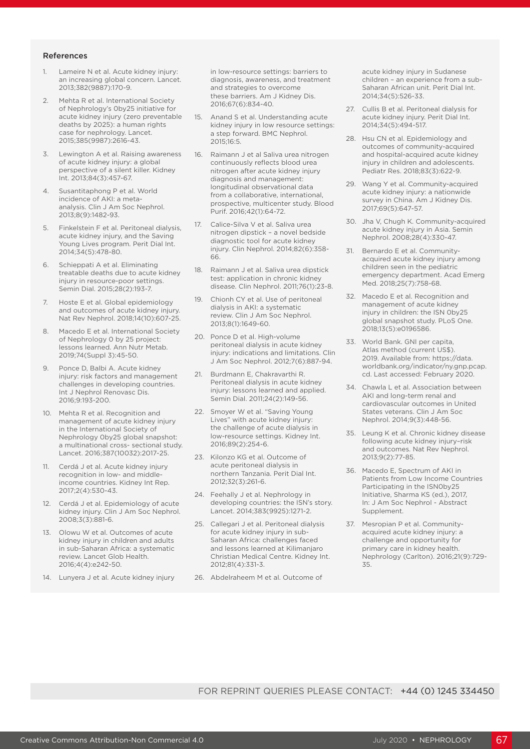## References

1. Lameire N et al. Acute kidney injury: an increasing global concern. Lancet. 2013;382(9887):170-9.
2. Mehta R et al. International Society of Nephrology's 0by25 initiative for acute kidney injury (zero preventable deaths by 2025): a human rights case for nephrology. Lancet. 2015;385(9987):2616-43.
3. Lewington A et al. Raising awareness of acute kidney injury: a global perspective of a silent killer. Kidney Int. 2013;84(3):457-67.
4. Susantitaphong P et al. World incidence of AKI: a meta-analysis. Clin J Am Soc Nephrol. 2013;8(9):1482-93.
5. Finkelstein F et al. Peritoneal dialysis, acute kidney injury, and the Saving Young Lives program. Perit Dial Int. 2014;34(5):478-80.
6. Schieppati A et al. Eliminating treatable deaths due to acute kidney injury in resource-poor settings. Semin Dial. 2015;28(2):193-7.
7. Hoste E et al. Global epidemiology and outcomes of acute kidney injury. Nat Rev Nephrol. 2018;14(10):607-25.
8. Macedo E et al. International Society of Nephrology 0 by 25 project: lessons learned. Ann Nutr Metab. 2019;74(Suppl 3):45-50.
9. Ponce D, Balbi A. Acute kidney injury: risk factors and management challenges in developing countries. Int J Nephrol Renovasc Dis. 2016;9:193-200.
10. Mehta R et al. Recognition and management of acute kidney injury in the International Society of Nephrology 0by25 global snapshot: a multinational cross- sectional study. Lancet. 2016;387(10032):2017-25.
11. Cerdá J et al. Acute kidney injury recognition in low- and middle-income countries. Kidney Int Rep. 2017;2(4):530-43.
12. Cerdá J et al. Epidemiology of acute kidney injury. Clin J Am Soc Nephrol. 2008;3(3):881-6.
13. Olowu W et al. Outcomes of acute kidney injury in children and adults in sub-Saharan Africa: a systematic review. Lancet Glob Health. 2016;4(4):e242-50.
14. Lunyera J et al. Acute kidney injury in low-resource settings: barriers to diagnosis, awareness, and treatment and strategies to overcome these barriers. Am J Kidney Dis. 2016;67(6):834-40.
15. Anand S et al. Understanding acute kidney injury in low resource settings: a step forward. BMC Nephrol. 2015;16:5.
16. Raimann J et al Saliva urea nitrogen continuously reflects blood urea nitrogen after acute kidney injury diagnosis and management: longitudinal observational data from a collaborative, international, prospective, multicenter study. Blood Purif. 2016;42(1):64-72.
17. Calice-Silva V et al. Saliva urea nitrogen dipstick – a novel bedside diagnostic tool for acute kidney injury. Clin Nephrol. 2014;82(6):358-66.
18. Raimann J et al. Saliva urea dipstick test: application in chronic kidney disease. Clin Nephrol. 2011;76(1):23-8.
19. Chionh CY et al. Use of peritoneal dialysis in AKI: a systematic review. Clin J Am Soc Nephrol. 2013;8(1):1649-60.
20. Ponce D et al. High-volume peritoneal dialysis in acute kidney injury: indications and limitations. Clin J Am Soc Nephrol. 2012;7(6):887-94.
21. Burdmann E, Chakravarthi R. Peritoneal dialysis in acute kidney injury: lessons learned and applied. Semin Dial. 2011;24(2):149-56.
22. Smoyer W et al. "Saving Young Lives" with acute kidney injury: the challenge of acute dialysis in low-resource settings. Kidney Int. 2016;89(2):254-6.
23. Kilonzo KG et al. Outcome of acute peritoneal dialysis in northern Tanzania. Perit Dial Int. 2012;32(3):261-6.
24. Feehally J et al. Nephrology in developing countries: the ISN's story. Lancet. 2014;383(9925):1271-2.
25. Callegari J et al. Peritoneal dialysis for acute kidney injury in sub-Saharan Africa: challenges faced and lessons learned at Kilimanjaro Christian Medical Centre. Kidney Int. 2012;81(4):331-3.
26. Abdelraheem M et al. Outcome of acute kidney injury in Sudanese children – an experience from a sub-Saharan African unit. Perit Dial Int. 2014;34(5):526-33.
27. Cullis B et al. Peritoneal dialysis for acute kidney injury. Perit Dial Int. 2014;34(5):494-517.
28. Hsu CN et al. Epidemiology and outcomes of community-acquired and hospital-acquired acute kidney injury in children and adolescents. Pediatr Res. 2018;83(3):622-9.
29. Wang Y et al. Community-acquired acute kidney injury: a nationwide survey in China. Am J Kidney Dis. 2017;69(5):647-57.
30. Jha V, Chugh K. Community-acquired acute kidney injury in Asia. Semin Nephrol. 2008;28(4):330-47.
31. Bernardo E et al. Community-acquired acute kidney injury among children seen in the pediatric emergency department. Acad Emerg Med. 2018;25(7):758-68.
32. Macedo E et al. Recognition and management of acute kidney injury in children: the ISN 0by25 global snapshot study. PLoS One. 2018;13(5):e0196586.
33. World Bank. GNI per capita, Atlas method (current US$). 2019. Available from: https://data.worldbank.org/indicator/ny.gnp.pcap.cd. Last accessed: February 2020.
34. Chawla L et al. Association between AKI and long-term renal and cardiovascular outcomes in United States veterans. Clin J Am Soc Nephrol. 2014;9(3):448-56.
35. Leung K et al. Chronic kidney disease following acute kidney injury–risk and outcomes. Nat Rev Nephrol. 2013;9(2):77-85.
36. Macedo E, Spectrum of AKI in Patients from Low Income Countries Participating in the ISN0by25 Initiative, Sharma KS (ed.), 2017, In: J Am Soc Nephrol - Abstract Supplement.
37. Mesropian P et al. Community-acquired acute kidney injury: a challenge and opportunity for primary care in kidney health. Nephrology (Carlton). 2016;21(9):729-35.

FOR REPRINT QUERIES PLEASE CONTACT: +44 (0) 1245 334450